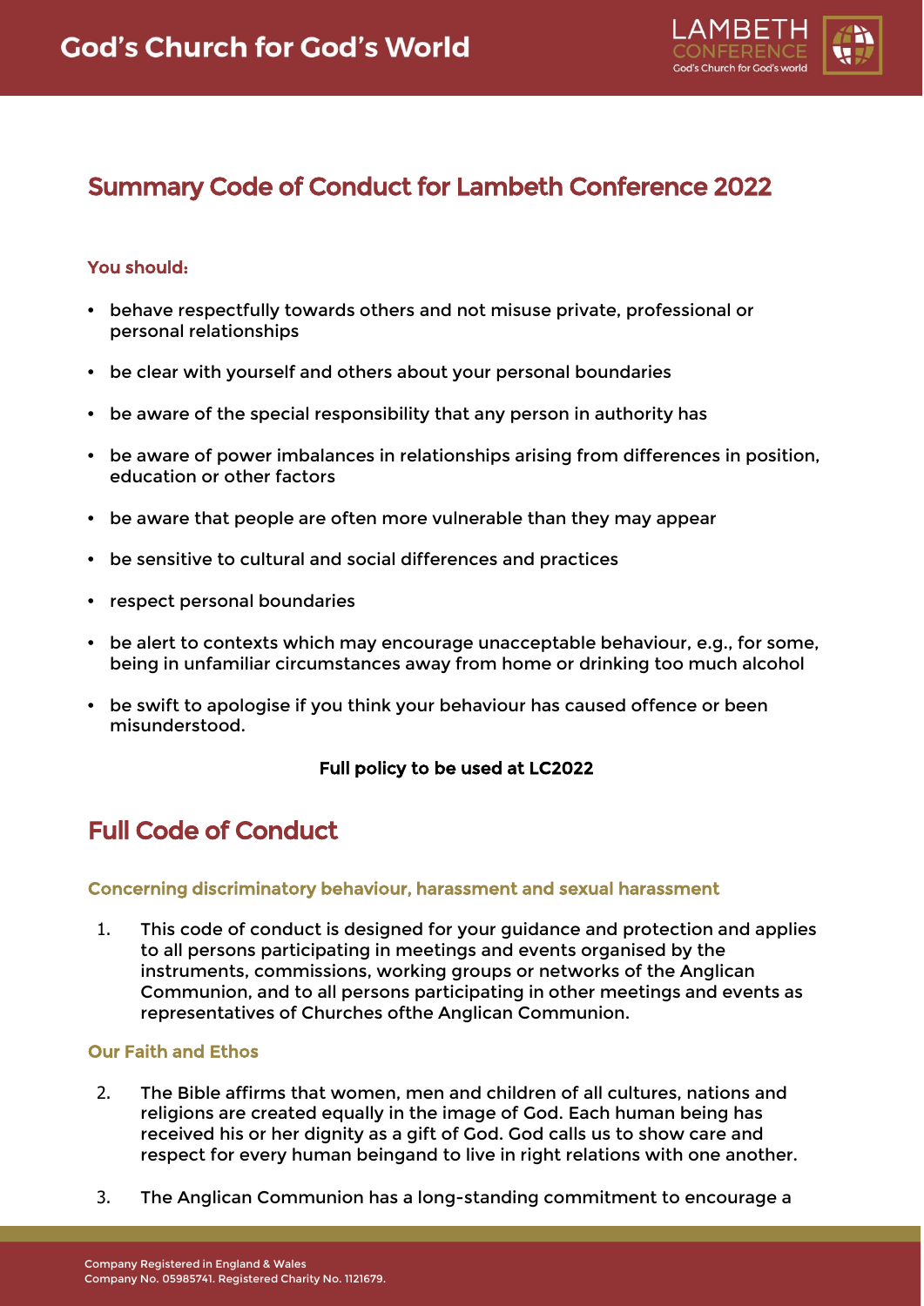# Summary Code of Conduct for Lambeth Conference 2022

**You should:**

- behave respectfully towards others and not misuse private, professional or personal relationships
- be clear with yourself and others about your personal boundaries
- be aware of the special responsibility that any person in authority has
- be aware of power imbalances in relationships arising from differences in position, education or other factors
- be aware that people are often more vulnerable than they may appear
- be sensitive to cultural and social differences and practices
- respect personal boundaries
- be alert to contexts which may encourage unacceptable behaviour, e.g., for some, being in unfamiliar circumstances away from home or drinking too much alcohol
- be swift to apologise if you think your behaviour has caused offence or been misunderstood.

**Full policy to be used at LC2022**

# Full Code of Conduct

### Concerning discriminatory behaviour, harassment and sexual harassment

1. This code of conduct is designed for your guidance and protection and applies to all persons participating in meetings and events organised by the instruments, commissions, working groups or networks of the Anglican Communion, and to all persons participating in other meetings and events as representatives of Churches ofthe Anglican Communion.

### Our Faith and Ethos

2. The Bible affirms that women, men and children of all cultures, nations and religions are created equally in the image of God. Each human being has received his or her dignity as a gift of God. God calls us to show care and respect for every human beingand to live in right relations with one another.

3. The Anglican Communion has a long-standing commitment to encourage a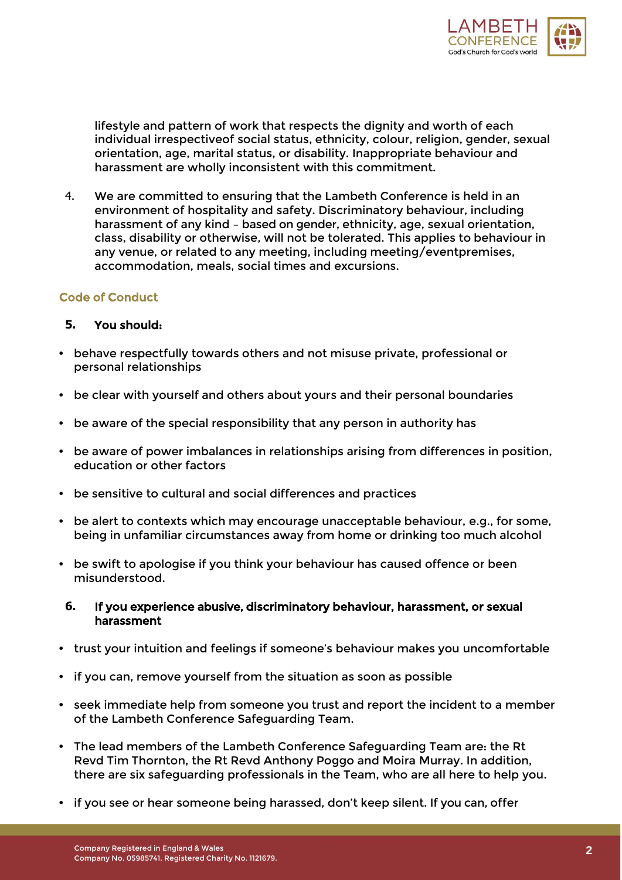lifestyle and pattern of work that respects the dignity and worth of each individual irrespectiveof social status, ethnicity, colour, religion, gender, sexual orientation, age, marital status, or disability. Inappropriate behaviour and harassment are wholly inconsistent with this commitment.

4. We are committed to ensuring that the Lambeth Conference is held in an environment of hospitality and safety. Discriminatory behaviour, including harassment of any kind – based on gender, ethnicity, age, sexual orientation, class, disability or otherwise, will not be tolerated. This applies to behaviour in any venue, or related to any meeting, including meeting/eventpremises, accommodation, meals, social times and excursions.

## Code of Conduct

**5. You should:**

- behave respectfully towards others and not misuse private, professional or personal relationships
- be clear with yourself and others about yours and their personal boundaries
- be aware of the special responsibility that any person in authority has
- be aware of power imbalances in relationships arising from differences in position, education or other factors
- be sensitive to cultural and social differences and practices
- be alert to contexts which may encourage unacceptable behaviour, e.g., for some, being in unfamiliar circumstances away from home or drinking too much alcohol
- be swift to apologise if you think your behaviour has caused offence or been misunderstood.

**6. If you experience abusive, discriminatory behaviour, harassment, or sexual harassment**

- trust your intuition and feelings if someone's behaviour makes you uncomfortable
- if you can, remove yourself from the situation as soon as possible
- seek immediate help from someone you trust and report the incident to a member of the Lambeth Conference Safeguarding Team.
- The lead members of the Lambeth Conference Safeguarding Team are: the Rt Revd Tim Thornton, the Rt Revd Anthony Poggo and Moira Murray. In addition, there are six safeguarding professionals in the Team, who are all here to help you.
- if you see or hear someone being harassed, don't keep silent. If you can, offer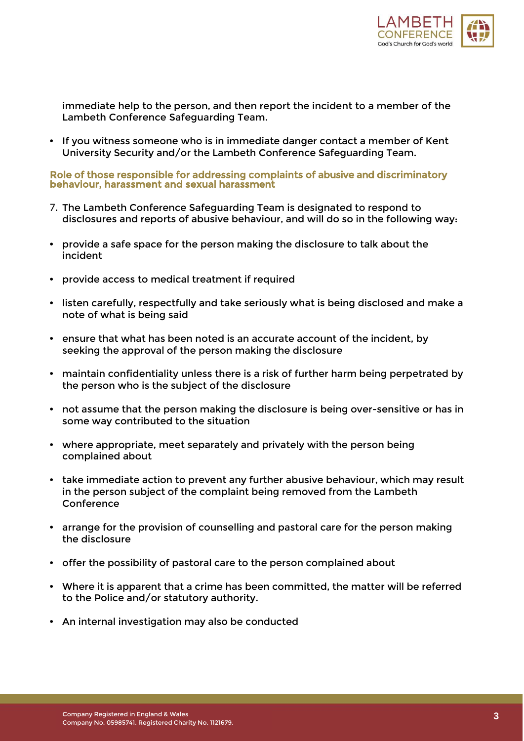immediate help to the person, and then report the incident to a member of the Lambeth Conference Safeguarding Team.

- If you witness someone who is in immediate danger contact a member of Kent University Security and/or the Lambeth Conference Safeguarding Team.

## Role of those responsible for addressing complaints of abusive and discriminatory behaviour, harassment and sexual harassment

7. The Lambeth Conference Safeguarding Team is designated to respond to disclosures and reports of abusive behaviour, and will do so in the following way:

- provide a safe space for the person making the disclosure to talk about the incident
- provide access to medical treatment if required
- listen carefully, respectfully and take seriously what is being disclosed and make a note of what is being said
- ensure that what has been noted is an accurate account of the incident, by seeking the approval of the person making the disclosure
- maintain confidentiality unless there is a risk of further harm being perpetrated by the person who is the subject of the disclosure
- not assume that the person making the disclosure is being over-sensitive or has in some way contributed to the situation
- where appropriate, meet separately and privately with the person being complained about
- take immediate action to prevent any further abusive behaviour, which may result in the person subject of the complaint being removed from the Lambeth Conference
- arrange for the provision of counselling and pastoral care for the person making the disclosure
- offer the possibility of pastoral care to the person complained about
- Where it is apparent that a crime has been committed, the matter will be referred to the Police and/or statutory authority.
- An internal investigation may also be conducted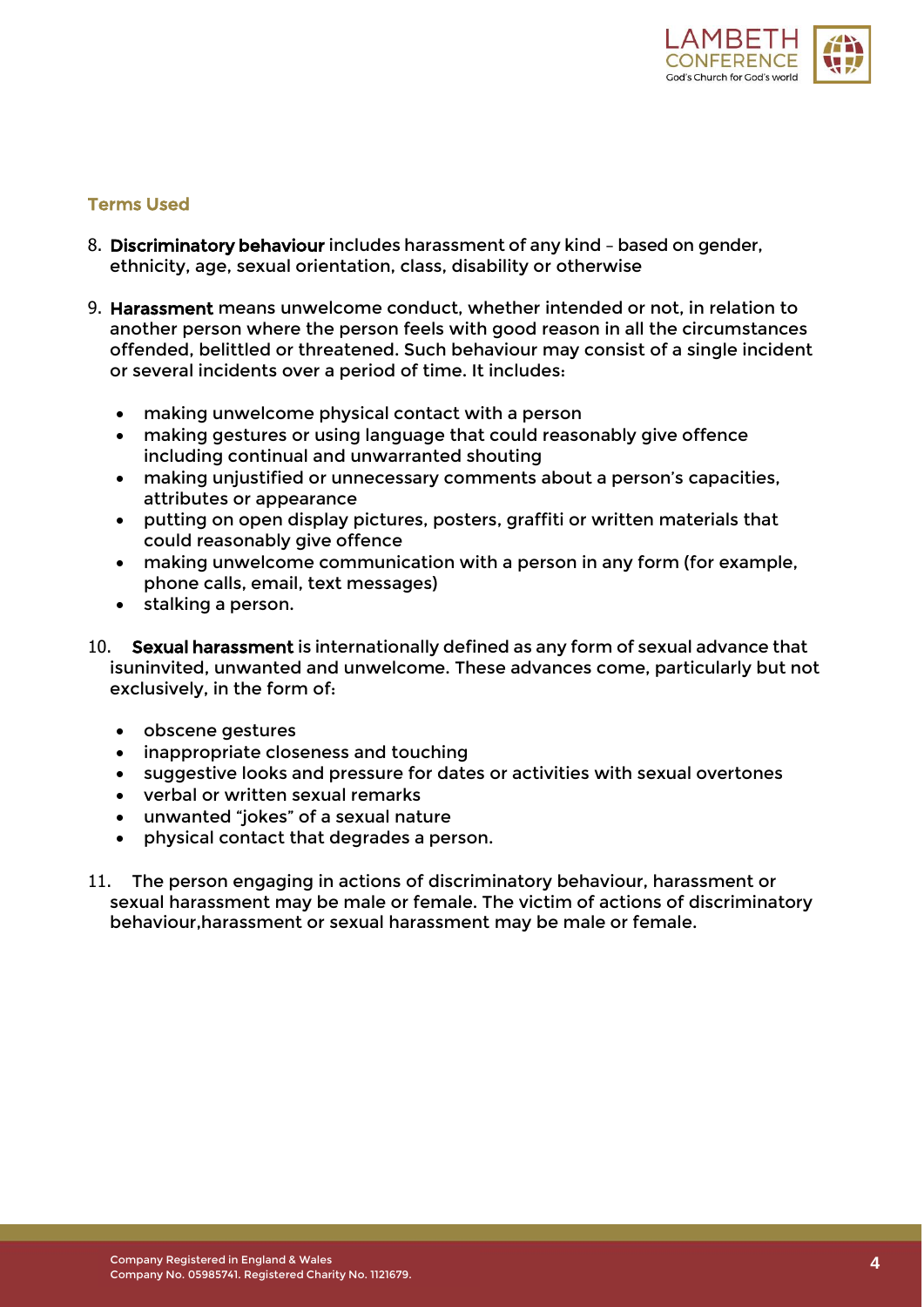### Terms Used

8. **Discriminatory behaviour** includes harassment of any kind – based on gender, ethnicity, age, sexual orientation, class, disability or otherwise

9. **Harassment** means unwelcome conduct, whether intended or not, in relation to another person where the person feels with good reason in all the circumstances offended, belittled or threatened. Such behaviour may consist of a single incident or several incidents over a period of time. It includes:

   - making unwelcome physical contact with a person
   - making gestures or using language that could reasonably give offence including continual and unwarranted shouting
   - making unjustified or unnecessary comments about a person's capacities, attributes or appearance
   - putting on open display pictures, posters, graffiti or written materials that could reasonably give offence
   - making unwelcome communication with a person in any form (for example, phone calls, email, text messages)
   - stalking a person.

10. **Sexual harassment** is internationally defined as any form of sexual advance that isuninvited, unwanted and unwelcome. These advances come, particularly but not exclusively, in the form of:

    - obscene gestures
    - inappropriate closeness and touching
    - suggestive looks and pressure for dates or activities with sexual overtones
    - verbal or written sexual remarks
    - unwanted "jokes" of a sexual nature
    - physical contact that degrades a person.

11. The person engaging in actions of discriminatory behaviour, harassment or sexual harassment may be male or female. The victim of actions of discriminatory behaviour,harassment or sexual harassment may be male or female.